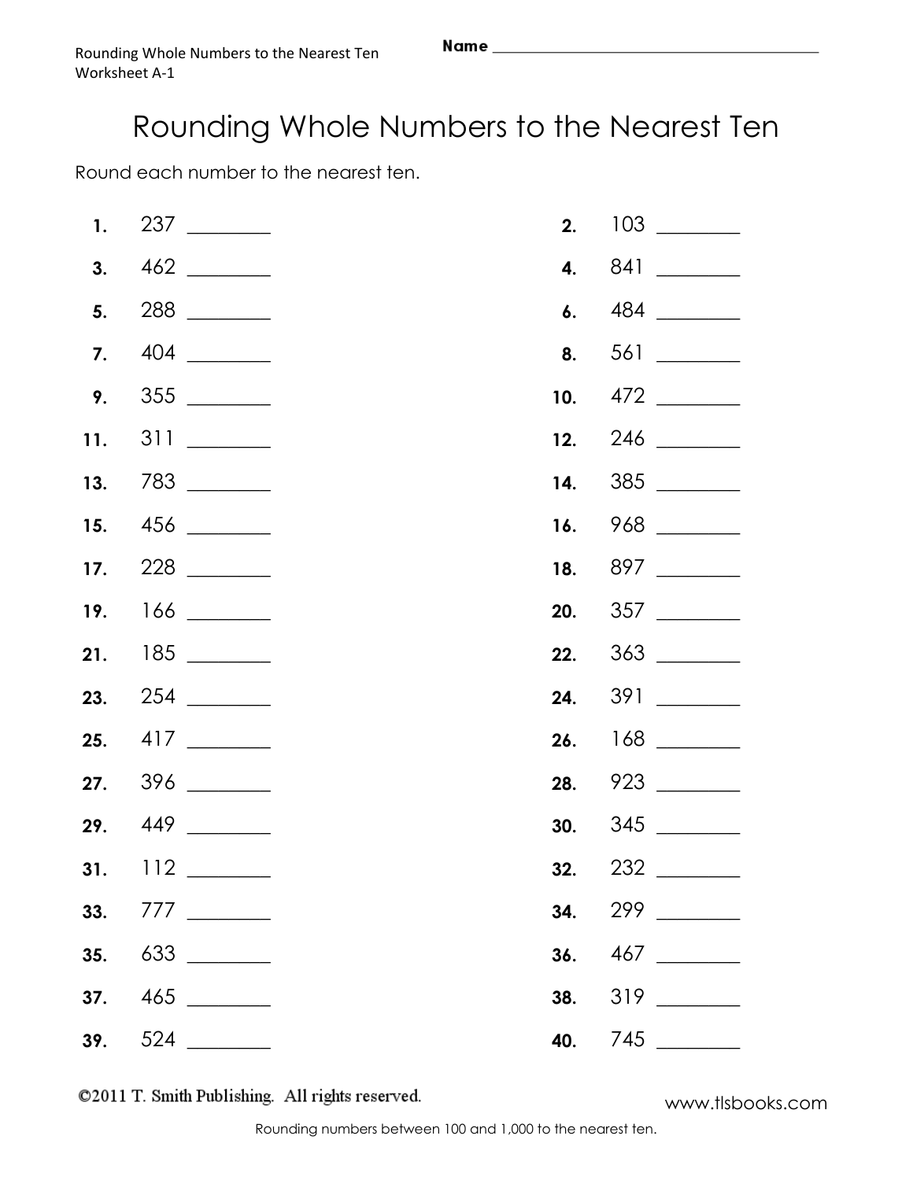Rounding Whole Numbers to the Nearest Ten
Worksheet A-1

**Name** ________________________________

# Rounding Whole Numbers to the Nearest Ten

Round each number to the nearest ten.

**1.** 237 ________

**2.** 103 ________

**3.** 462 ________

**4.** 841 ________

**5.** 288 ________

**6.** 484 ________

**7.** 404 ________

**8.** 561 ________

**9.** 355 ________

**10.** 472 ________

**11.** 311 ________

**12.** 246 ________

**13.** 783 ________

**14.** 385 ________

**15.** 456 ________

**16.** 968 ________

**17.** 228 ________

**18.** 897 ________

**19.** 166 ________

**20.** 357 ________

**21.** 185 ________

**22.** 363 ________

**23.** 254 ________

**24.** 391 ________

**25.** 417 ________

**26.** 168 ________

**27.** 396 ________

**28.** 923 ________

**29.** 449 ________

**30.** 345 ________

**31.** 112 ________

**32.** 232 ________

**33.** 777 ________

**34.** 299 ________

**35.** 633 ________

**36.** 467 ________

**37.** 465 ________

**38.** 319 ________

**39.** 524 ________

**40.** 745 ________

©2011 T. Smith Publishing. All rights reserved.

www.tlsbooks.com

Rounding numbers between 100 and 1,000 to the nearest ten.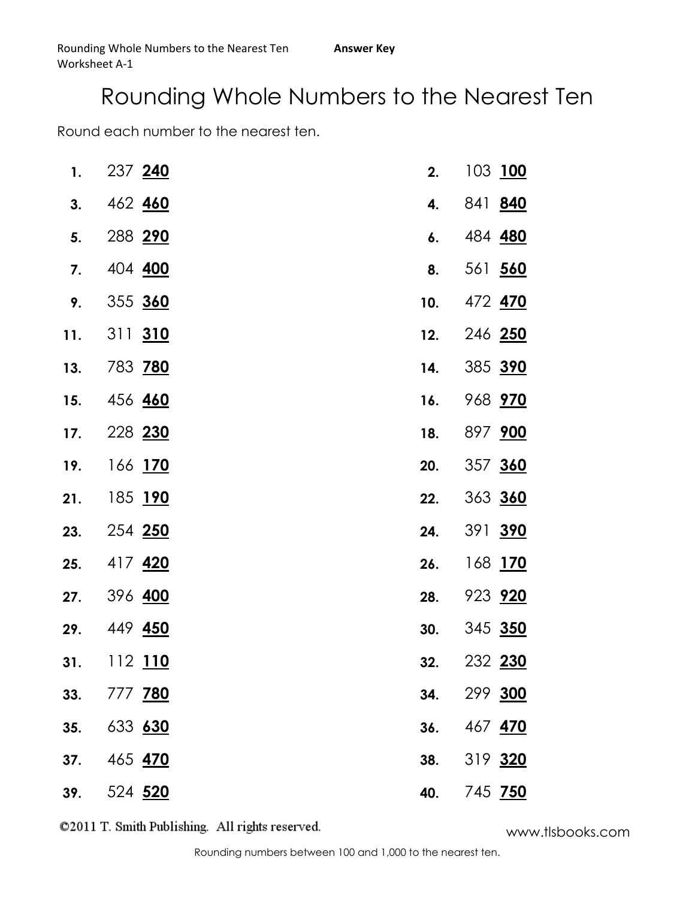Rounding Whole Numbers to the Nearest Ten **Answer Key**
Worksheet A-1

# Rounding Whole Numbers to the Nearest Ten

Round each number to the nearest ten.

**1.** 237 **240**

**2.** 103 **100**

**3.** 462 **460**

**4.** 841 **840**

**5.** 288 **290**

**6.** 484 **480**

**7.** 404 **400**

**8.** 561 **560**

**9.** 355 **360**

**10.** 472 **470**

**11.** 311 **310**

**12.** 246 **250**

**13.** 783 **780**

**14.** 385 **390**

**15.** 456 **460**

**16.** 968 **970**

**17.** 228 **230**

**18.** 897 **900**

**19.** 166 **170**

**20.** 357 **360**

**21.** 185 **190**

**22.** 363 **360**

**23.** 254 **250**

**24.** 391 **390**

**25.** 417 **420**

**26.** 168 **170**

**27.** 396 **400**

**28.** 923 **920**

**29.** 449 **450**

**30.** 345 **350**

**31.** 112 **110**

**32.** 232 **230**

**33.** 777 **780**

**34.** 299 **300**

**35.** 633 **630**

**36.** 467 **470**

**37.** 465 **470**

**38.** 319 **320**

**39.** 524 **520**

**40.** 745 **750**

©2011 T. Smith Publishing. All rights reserved. www.tlsbooks.com

Rounding numbers between 100 and 1,000 to the nearest ten.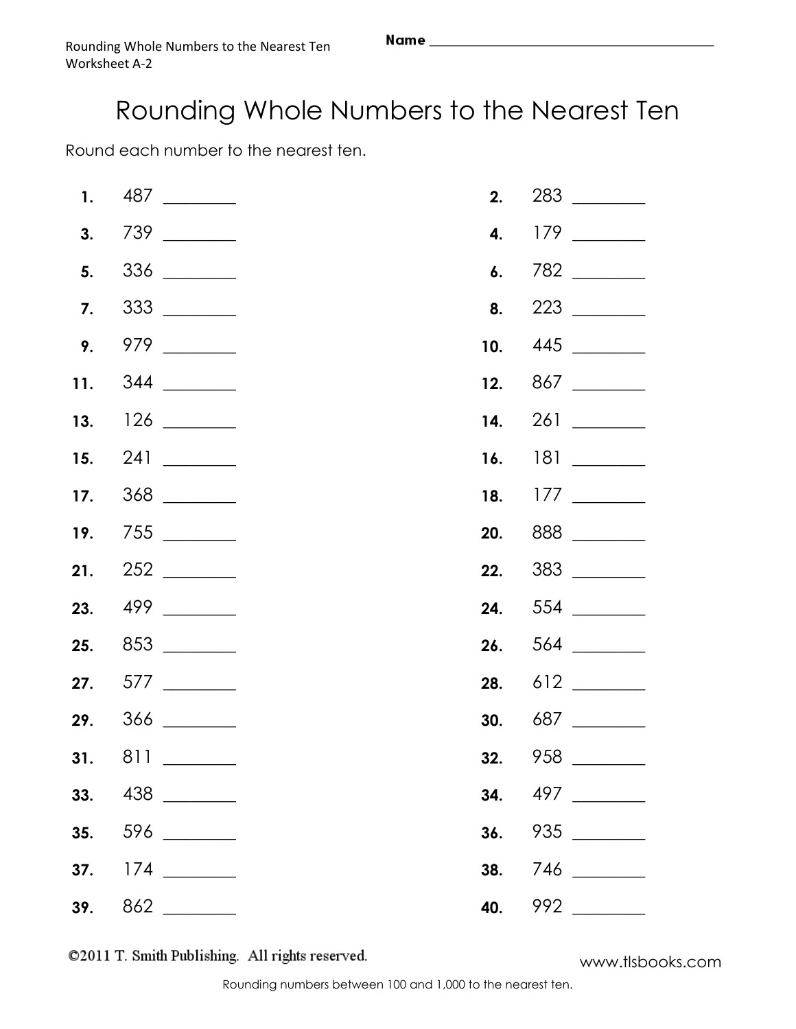Rounding Whole Numbers to the Nearest Ten
Worksheet A-2

Name ________________________________

# Rounding Whole Numbers to the Nearest Ten

Round each number to the nearest ten.

**1.** 487 ________

**2.** 283 ________

**3.** 739 ________

**4.** 179 ________

**5.** 336 ________

**6.** 782 ________

**7.** 333 ________

**8.** 223 ________

**9.** 979 ________

**10.** 445 ________

**11.** 344 ________

**12.** 867 ________

**13.** 126 ________

**14.** 261 ________

**15.** 241 ________

**16.** 181 ________

**17.** 368 ________

**18.** 177 ________

**19.** 755 ________

**20.** 888 ________

**21.** 252 ________

**22.** 383 ________

**23.** 499 ________

**24.** 554 ________

**25.** 853 ________

**26.** 564 ________

**27.** 577 ________

**28.** 612 ________

**29.** 366 ________

**30.** 687 ________

**31.** 811 ________

**32.** 958 ________

**33.** 438 ________

**34.** 497 ________

**35.** 596 ________

**36.** 935 ________

**37.** 174 ________

**38.** 746 ________

**39.** 862 ________

**40.** 992 ________

©2011 T. Smith Publishing. All rights reserved.

www.tlsbooks.com

Rounding numbers between 100 and 1,000 to the nearest ten.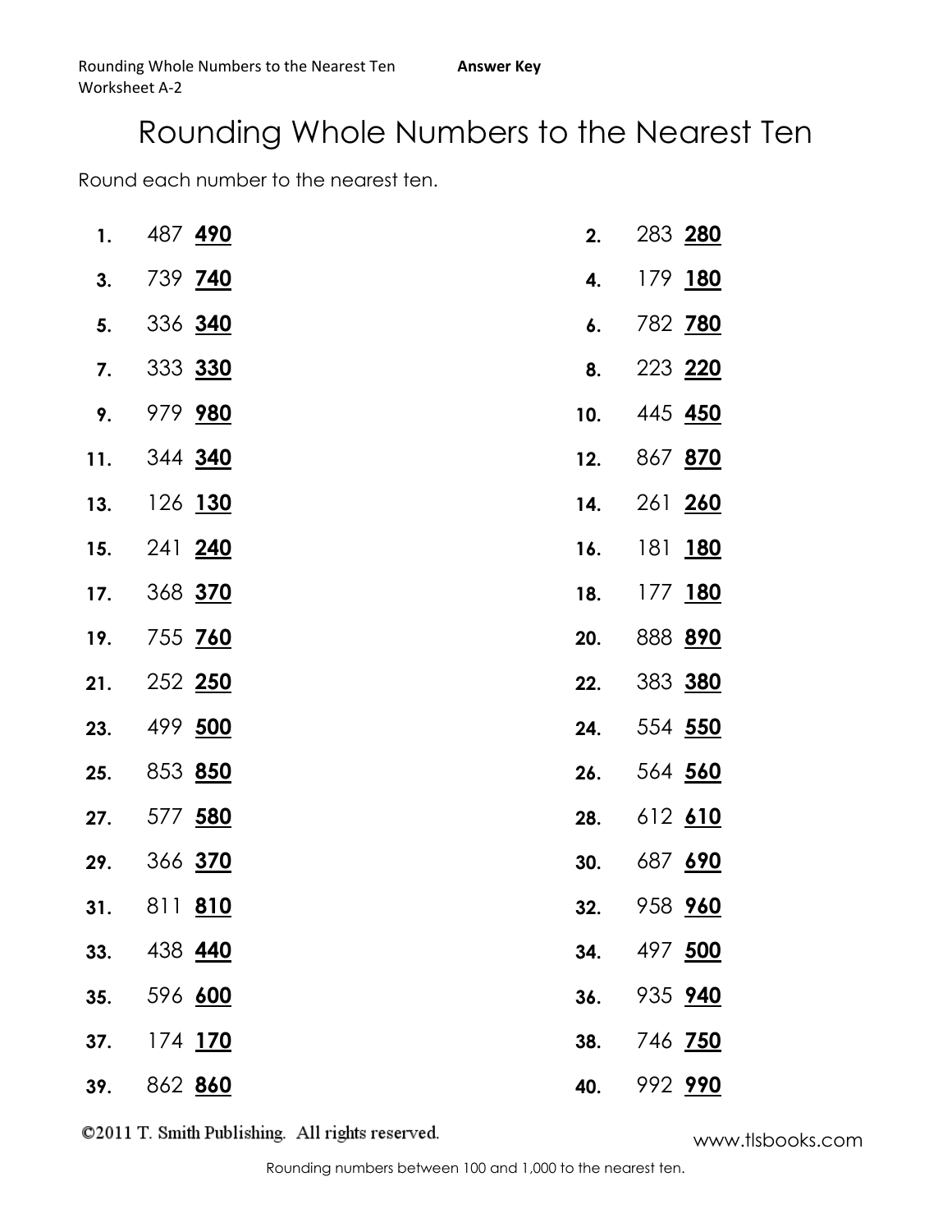Rounding Whole Numbers to the Nearest Ten **Answer Key**
Worksheet A-2

# Rounding Whole Numbers to the Nearest Ten

Round each number to the nearest ten.

1. 487 **490**
2. 283 **280**
3. 739 **740**
4. 179 **180**
5. 336 **340**
6. 782 **780**
7. 333 **330**
8. 223 **220**
9. 979 **980**
10. 445 **450**
11. 344 **340**
12. 867 **870**
13. 126 **130**
14. 261 **260**
15. 241 **240**
16. 181 **180**
17. 368 **370**
18. 177 **180**
19. 755 **760**
20. 888 **890**
21. 252 **250**
22. 383 **380**
23. 499 **500**
24. 554 **550**
25. 853 **850**
26. 564 **560**
27. 577 **580**
28. 612 **610**
29. 366 **370**
30. 687 **690**
31. 811 **810**
32. 958 **960**
33. 438 **440**
34. 497 **500**
35. 596 **600**
36. 935 **940**
37. 174 **170**
38. 746 **750**
39. 862 **860**
40. 992 **990**

©2011 T. Smith Publishing. All rights reserved. www.tlsbooks.com

Rounding numbers between 100 and 1,000 to the nearest ten.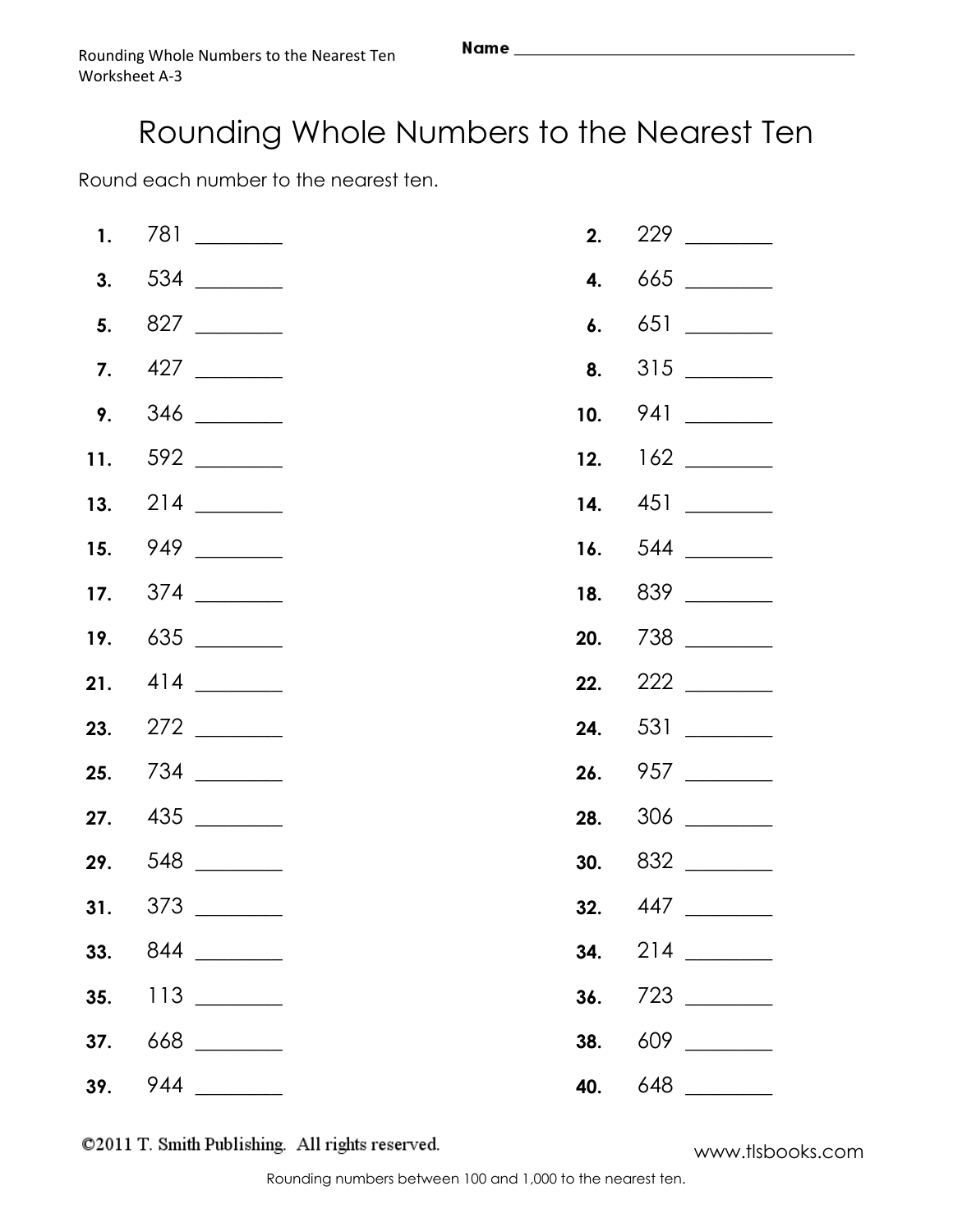Rounding Whole Numbers to the Nearest Ten
Worksheet A-3

**Name** ________________________________

# Rounding Whole Numbers to the Nearest Ten

Round each number to the nearest ten.

**1.** 781 ________

**2.** 229 ________

**3.** 534 ________

**4.** 665 ________

**5.** 827 ________

**6.** 651 ________

**7.** 427 ________

**8.** 315 ________

**9.** 346 ________

**10.** 941 ________

**11.** 592 ________

**12.** 162 ________

**13.** 214 ________

**14.** 451 ________

**15.** 949 ________

**16.** 544 ________

**17.** 374 ________

**18.** 839 ________

**19.** 635 ________

**20.** 738 ________

**21.** 414 ________

**22.** 222 ________

**23.** 272 ________

**24.** 531 ________

**25.** 734 ________

**26.** 957 ________

**27.** 435 ________

**28.** 306 ________

**29.** 548 ________

**30.** 832 ________

**31.** 373 ________

**32.** 447 ________

**33.** 844 ________

**34.** 214 ________

**35.** 113 ________

**36.** 723 ________

**37.** 668 ________

**38.** 609 ________

**39.** 944 ________

**40.** 648 ________

©2011 T. Smith Publishing. All rights reserved.

www.tlsbooks.com

Rounding numbers between 100 and 1,000 to the nearest ten.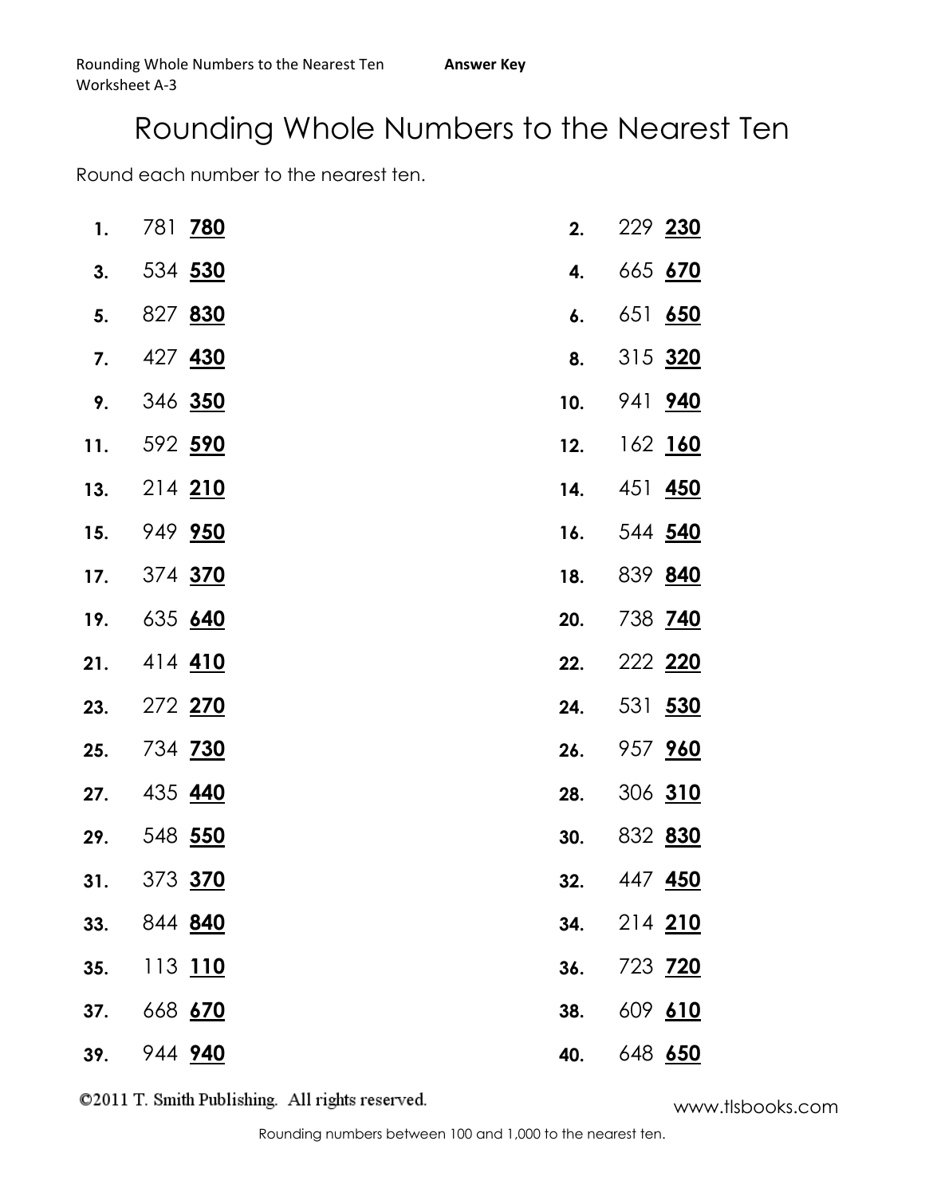Rounding Whole Numbers to the Nearest Ten **Answer Key**
Worksheet A-3

# Rounding Whole Numbers to the Nearest Ten

Round each number to the nearest ten.

**1.** 781 **780**

**2.** 229 **230**

**3.** 534 **530**

**4.** 665 **670**

**5.** 827 **830**

**6.** 651 **650**

**7.** 427 **430**

**8.** 315 **320**

**9.** 346 **350**

**10.** 941 **940**

**11.** 592 **590**

**12.** 162 **160**

**13.** 214 **210**

**14.** 451 **450**

**15.** 949 **950**

**16.** 544 **540**

**17.** 374 **370**

**18.** 839 **840**

**19.** 635 **640**

**20.** 738 **740**

**21.** 414 **410**

**22.** 222 **220**

**23.** 272 **270**

**24.** 531 **530**

**25.** 734 **730**

**26.** 957 **960**

**27.** 435 **440**

**28.** 306 **310**

**29.** 548 **550**

**30.** 832 **830**

**31.** 373 **370**

**32.** 447 **450**

**33.** 844 **840**

**34.** 214 **210**

**35.** 113 **110**

**36.** 723 **720**

**37.** 668 **670**

**38.** 609 **610**

**39.** 944 **940**

**40.** 648 **650**

©2011 T. Smith Publishing. All rights reserved. www.tlsbooks.com

Rounding numbers between 100 and 1,000 to the nearest ten.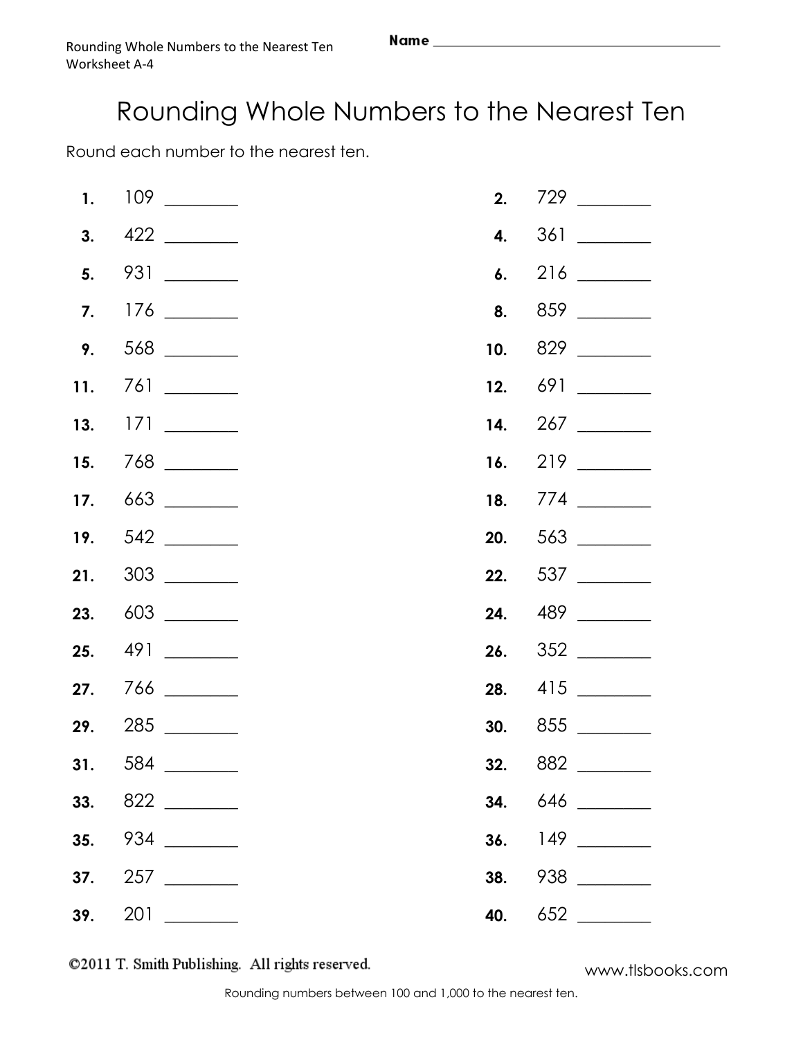Rounding Whole Numbers to the Nearest Ten
Worksheet A-4

**Name** ________________________________

# Rounding Whole Numbers to the Nearest Ten

Round each number to the nearest ten.

**1.** 109 ________

**2.** 729 ________

**3.** 422 ________

**4.** 361 ________

**5.** 931 ________

**6.** 216 ________

**7.** 176 ________

**8.** 859 ________

**9.** 568 ________

**10.** 829 ________

**11.** 761 ________

**12.** 691 ________

**13.** 171 ________

**14.** 267 ________

**15.** 768 ________

**16.** 219 ________

**17.** 663 ________

**18.** 774 ________

**19.** 542 ________

**20.** 563 ________

**21.** 303 ________

**22.** 537 ________

**23.** 603 ________

**24.** 489 ________

**25.** 491 ________

**26.** 352 ________

**27.** 766 ________

**28.** 415 ________

**29.** 285 ________

**30.** 855 ________

**31.** 584 ________

**32.** 882 ________

**33.** 822 ________

**34.** 646 ________

**35.** 934 ________

**36.** 149 ________

**37.** 257 ________

**38.** 938 ________

**39.** 201 ________

**40.** 652 ________

©2011 T. Smith Publishing. All rights reserved.

www.tlsbooks.com

Rounding numbers between 100 and 1,000 to the nearest ten.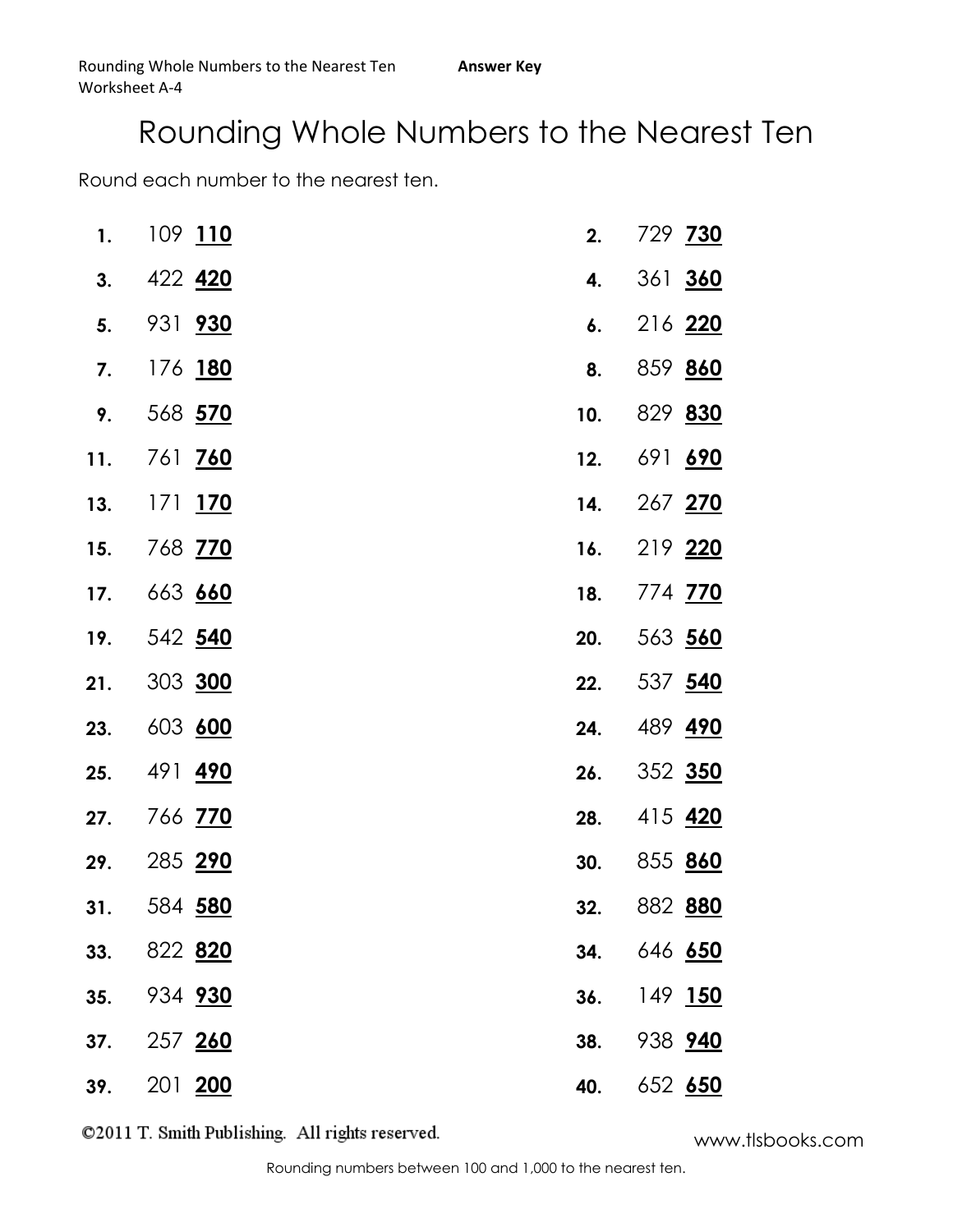Rounding Whole Numbers to the Nearest Ten **Answer Key**
Worksheet A-4

# Rounding Whole Numbers to the Nearest Ten

Round each number to the nearest ten.

**1.** 109 **110**

**2.** 729 **730**

**3.** 422 **420**

**4.** 361 **360**

**5.** 931 **930**

**6.** 216 **220**

**7.** 176 **180**

**8.** 859 **860**

**9.** 568 **570**

**10.** 829 **830**

**11.** 761 **760**

**12.** 691 **690**

**13.** 171 **170**

**14.** 267 **270**

**15.** 768 **770**

**16.** 219 **220**

**17.** 663 **660**

**18.** 774 **770**

**19.** 542 **540**

**20.** 563 **560**

**21.** 303 **300**

**22.** 537 **540**

**23.** 603 **600**

**24.** 489 **490**

**25.** 491 **490**

**26.** 352 **350**

**27.** 766 **770**

**28.** 415 **420**

**29.** 285 **290**

**30.** 855 **860**

**31.** 584 **580**

**32.** 882 **880**

**33.** 822 **820**

**34.** 646 **650**

**35.** 934 **930**

**36.** 149 **150**

**37.** 257 **260**

**38.** 938 **940**

**39.** 201 **200**

**40.** 652 **650**

©2011 T. Smith Publishing. All rights reserved. www.tlsbooks.com

Rounding numbers between 100 and 1,000 to the nearest ten.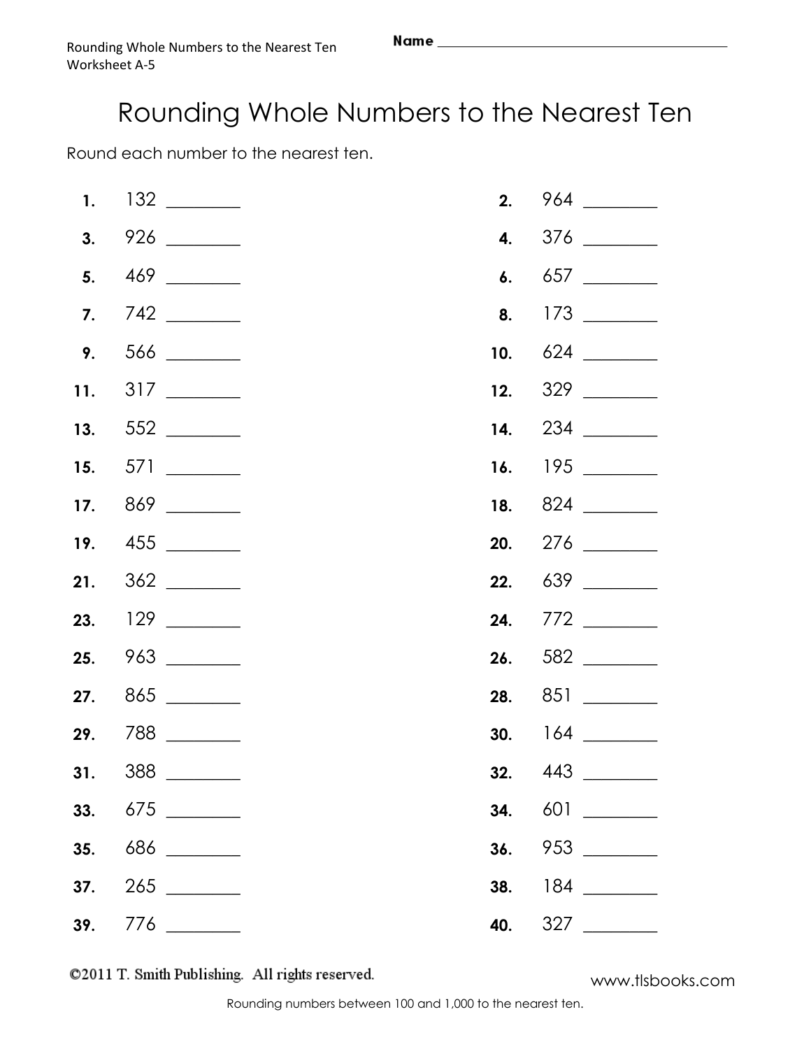Rounding Whole Numbers to the Nearest Ten
Worksheet A-5

**Name** ________________________________

# Rounding Whole Numbers to the Nearest Ten

Round each number to the nearest ten.

1. 132 ________
2. 964 ________
3. 926 ________
4. 376 ________
5. 469 ________
6. 657 ________
7. 742 ________
8. 173 ________
9. 566 ________
10. 624 ________
11. 317 ________
12. 329 ________
13. 552 ________
14. 234 ________
15. 571 ________
16. 195 ________
17. 869 ________
18. 824 ________
19. 455 ________
20. 276 ________
21. 362 ________
22. 639 ________
23. 129 ________
24. 772 ________
25. 963 ________
26. 582 ________
27. 865 ________
28. 851 ________
29. 788 ________
30. 164 ________
31. 388 ________
32. 443 ________
33. 675 ________
34. 601 ________
35. 686 ________
36. 953 ________
37. 265 ________
38. 184 ________
39. 776 ________
40. 327 ________

©2011 T. Smith Publishing. All rights reserved.

www.tlsbooks.com

Rounding numbers between 100 and 1,000 to the nearest ten.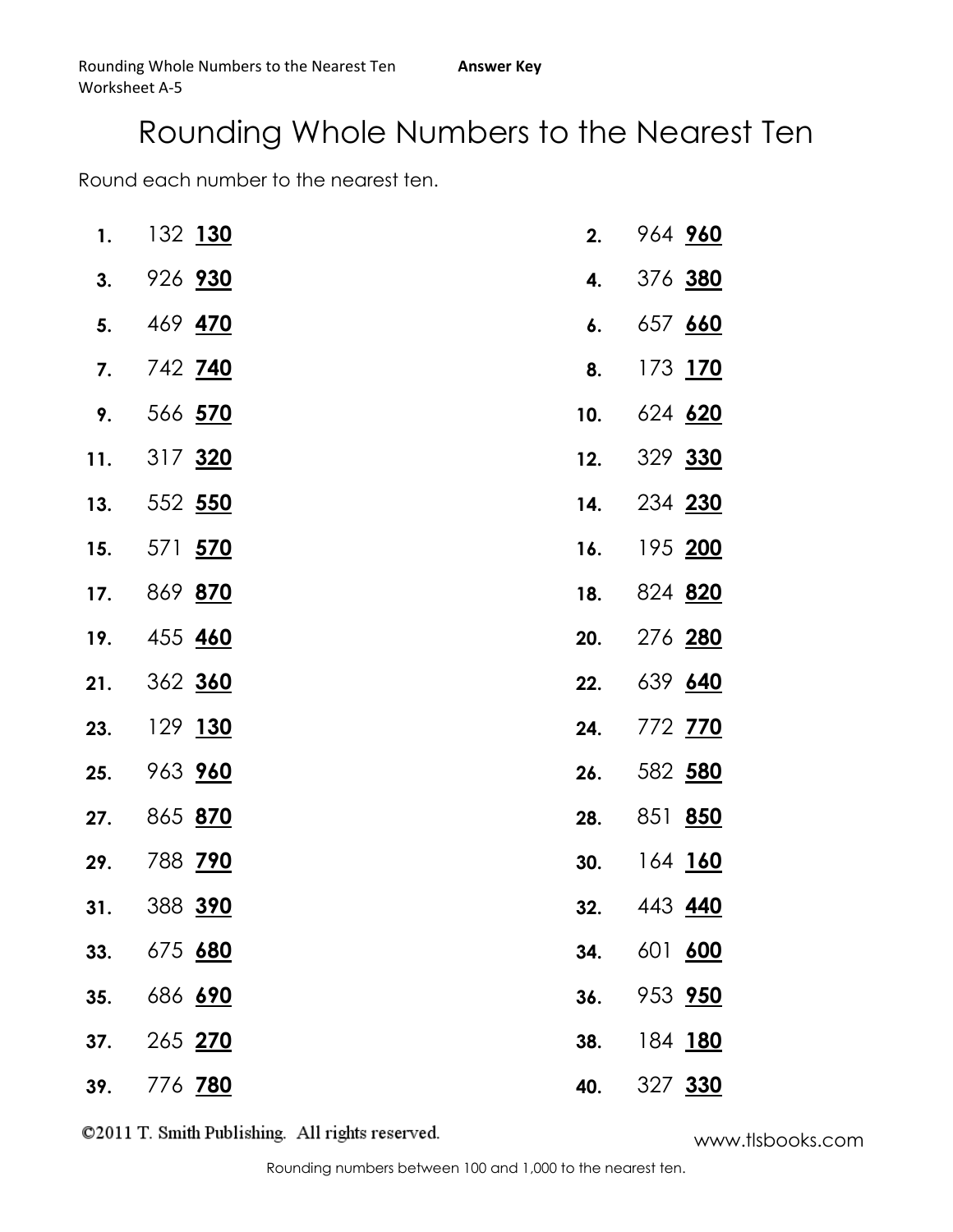Rounding Whole Numbers to the Nearest Ten **Answer Key**
Worksheet A-5

# Rounding Whole Numbers to the Nearest Ten

Round each number to the nearest ten.

| | | | |
|---|---|---|---|
| **1.** | 132 **130** | **2.** | 964 **960** |
| **3.** | 926 **930** | **4.** | 376 **380** |
| **5.** | 469 **470** | **6.** | 657 **660** |
| **7.** | 742 **740** | **8.** | 173 **170** |
| **9.** | 566 **570** | **10.** | 624 **620** |
| **11.** | 317 **320** | **12.** | 329 **330** |
| **13.** | 552 **550** | **14.** | 234 **230** |
| **15.** | 571 **570** | **16.** | 195 **200** |
| **17.** | 869 **870** | **18.** | 824 **820** |
| **19.** | 455 **460** | **20.** | 276 **280** |
| **21.** | 362 **360** | **22.** | 639 **640** |
| **23.** | 129 **130** | **24.** | 772 **770** |
| **25.** | 963 **960** | **26.** | 582 **580** |
| **27.** | 865 **870** | **28.** | 851 **850** |
| **29.** | 788 **790** | **30.** | 164 **160** |
| **31.** | 388 **390** | **32.** | 443 **440** |
| **33.** | 675 **680** | **34.** | 601 **600** |
| **35.** | 686 **690** | **36.** | 953 **950** |
| **37.** | 265 **270** | **38.** | 184 **180** |
| **39.** | 776 **780** | **40.** | 327 **330** |

©2011 T. Smith Publishing. All rights reserved.

www.tlsbooks.com

Rounding numbers between 100 and 1,000 to the nearest ten.